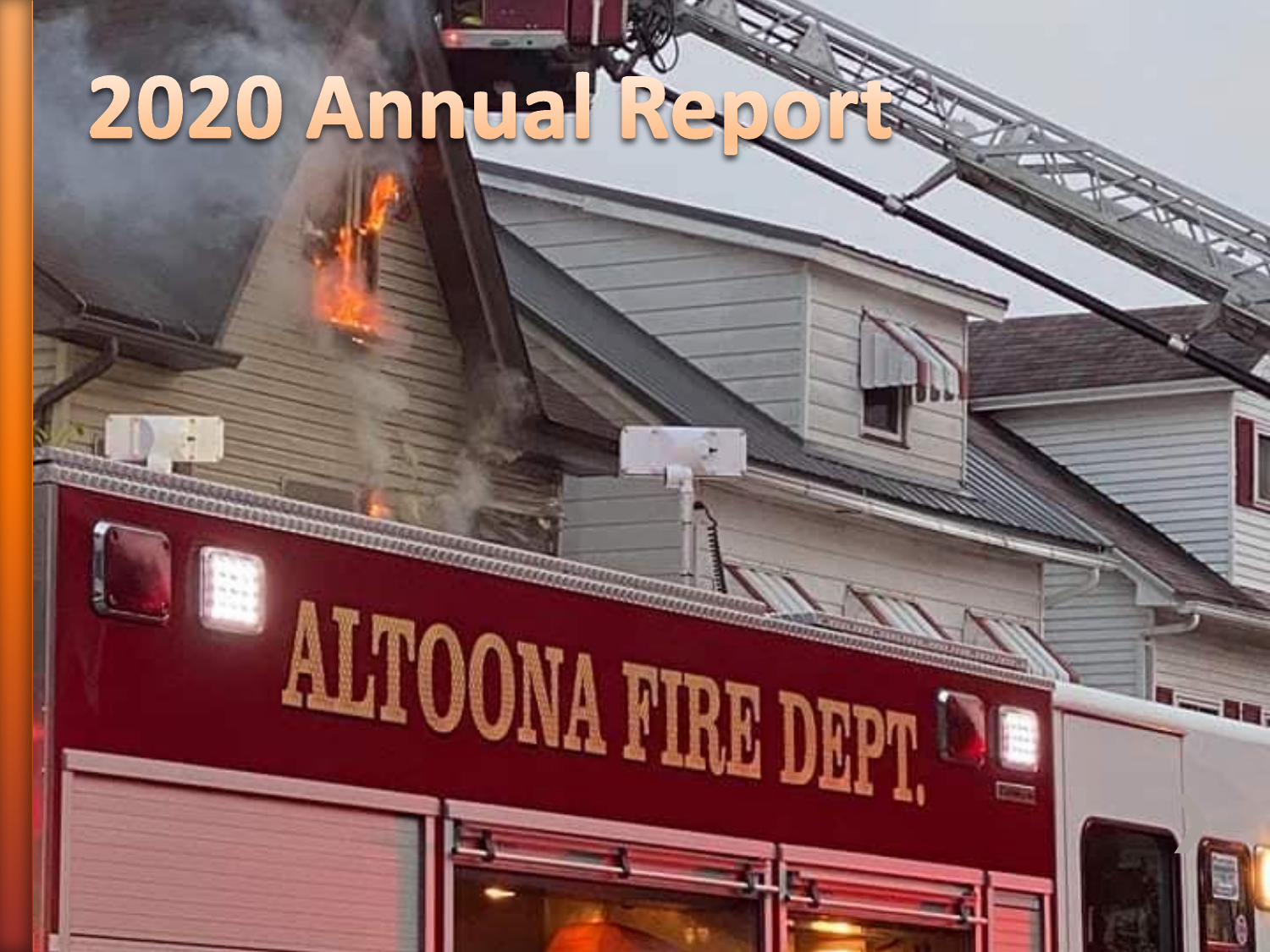# 2020 Annual Report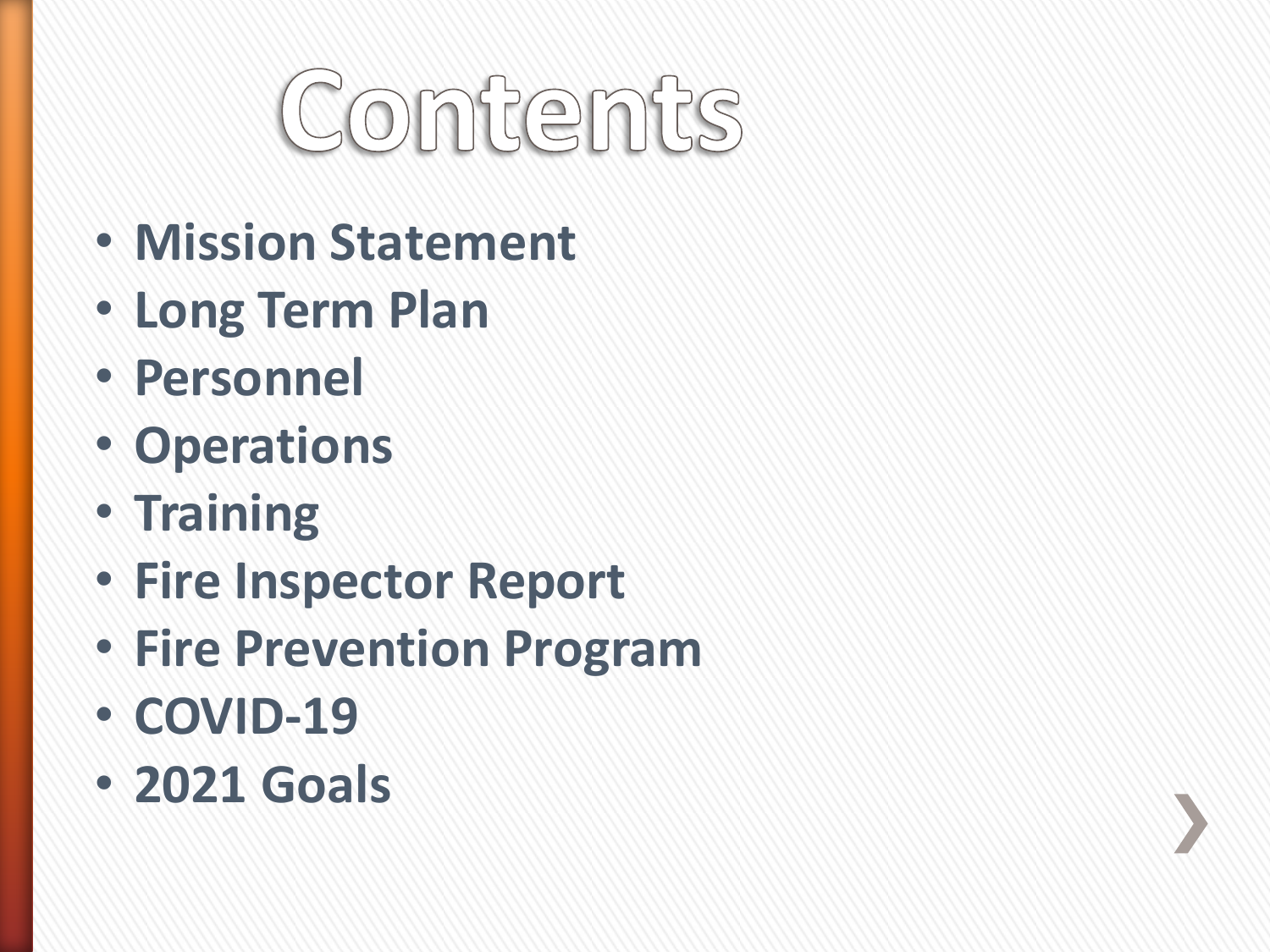# Contents

- **Mission Statement**
- **Long Term Plan**
- **Personnel**
- **Operations**
- **Training**
- **Fire Inspector Report**
- **Fire Prevention Program**
- **COVID-19**
- **2021 Goals**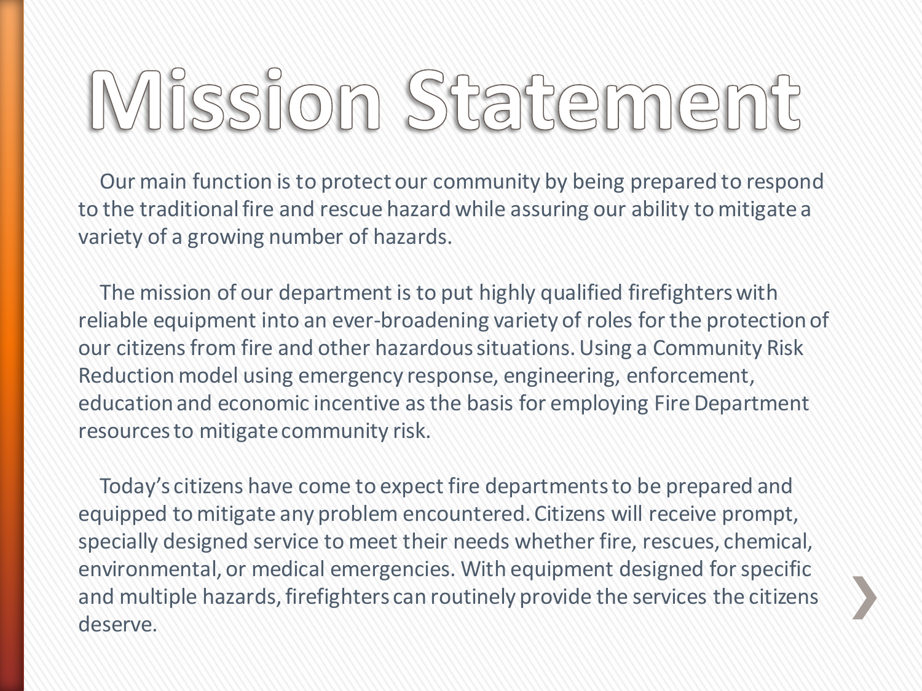# Mission Statement

Our main function is to protect our community by being prepared to respond to the traditional fire and rescue hazard while assuring our ability to mitigate a variety of a growing number of hazards.

The mission of our department is to put highly qualified firefighters with reliable equipment into an ever-broadening variety of roles for the protection of our citizens from fire and other hazardous situations. Using a Community Risk Reduction model using emergency response, engineering, enforcement, education and economic incentive as the basis for employing Fire Department resources to mitigate community risk.

Today's citizens have come to expect fire departments to be prepared and equipped to mitigate any problem encountered. Citizens will receive prompt, specially designed service to meet their needs whether fire, rescues, chemical, environmental, or medical emergencies. With equipment designed for specific and multiple hazards, firefighters can routinely provide the services the citizens deserve.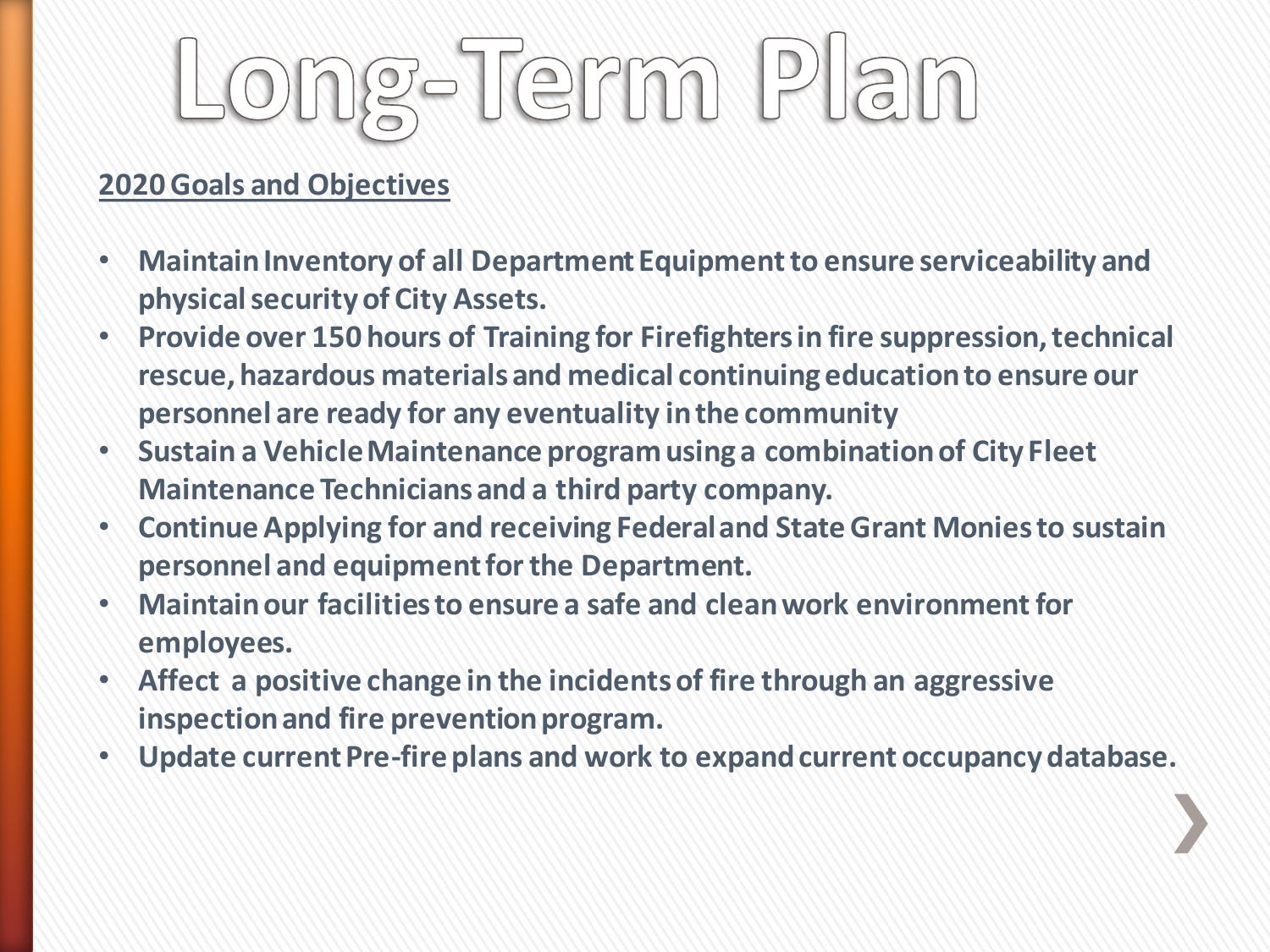# Long-Term Plan

**2020 Goals and Objectives**

- **Maintain Inventory of all Department Equipment to ensure serviceability and physical security of City Assets.**
- **Provide over 150 hours of Training for Firefighters in fire suppression, technical rescue, hazardous materials and medical continuing education to ensure our personnel are ready for any eventuality in the community**
- **Sustain a Vehicle Maintenance program using a combination of City Fleet Maintenance Technicians and a third party company.**
- **Continue Applying for and receiving Federal and State Grant Monies to sustain personnel and equipment for the Department.**
- **Maintain our facilities to ensure a safe and clean work environment for employees.**
- **Affect a positive change in the incidents of fire through an aggressive inspection and fire prevention program.**
- **Update current Pre-fire plans and work to expand current occupancy database.**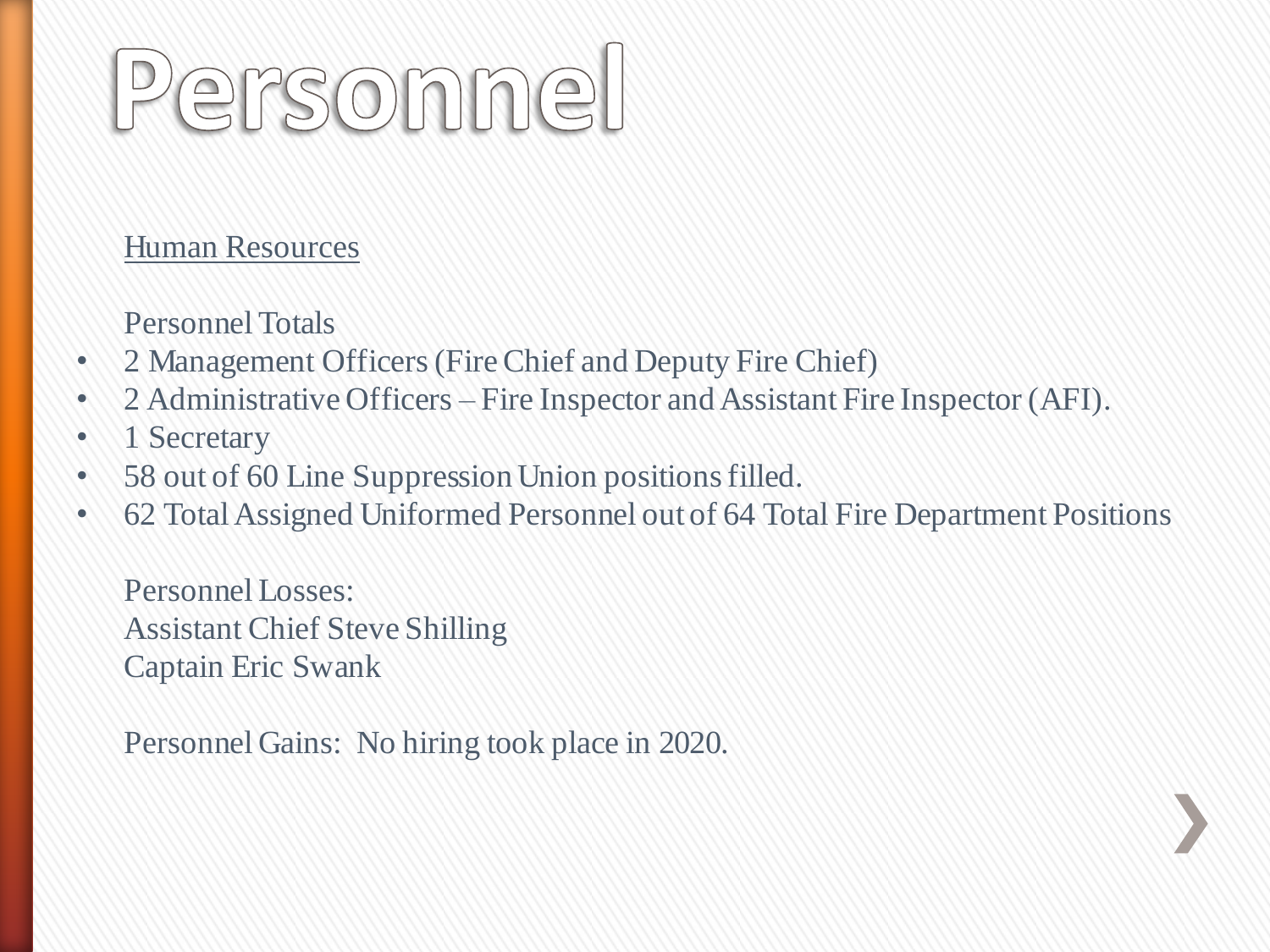# Personnel

Human Resources

Personnel Totals

- 2 Management Officers (Fire Chief and Deputy Fire Chief)
- 2 Administrative Officers – Fire Inspector and Assistant Fire Inspector (AFI).
- 1 Secretary
- 58 out of 60 Line Suppression Union positions filled.
- 62 Total Assigned Uniformed Personnel out of 64 Total Fire Department Positions

Personnel Losses:
Assistant Chief Steve Shilling
Captain Eric Swank

Personnel Gains: No hiring took place in 2020.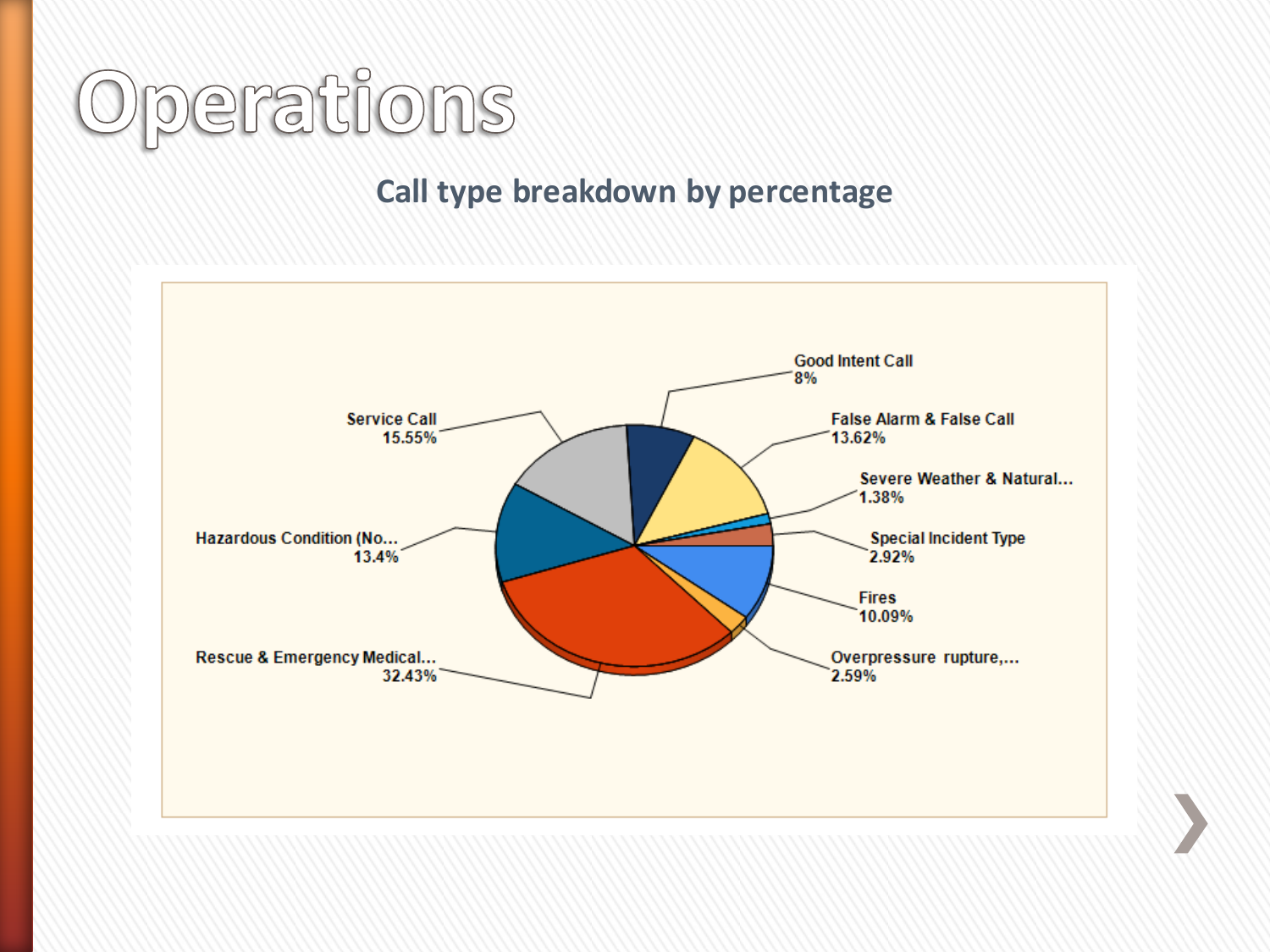# Operations

## Call type breakdown by percentage

| Call Type | Percentage |
|---|---|
| Good Intent Call | 8% |
| False Alarm & False Call | 13.62% |
| Severe Weather & Natural... | 1.38% |
| Special Incident Type | 2.92% |
| Fires | 10.09% |
| Overpressure rupture,... | 2.59% |
| Rescue & Emergency Medical... | 32.43% |
| Hazardous Condition (No... | 13.4% |
| Service Call | 15.55% |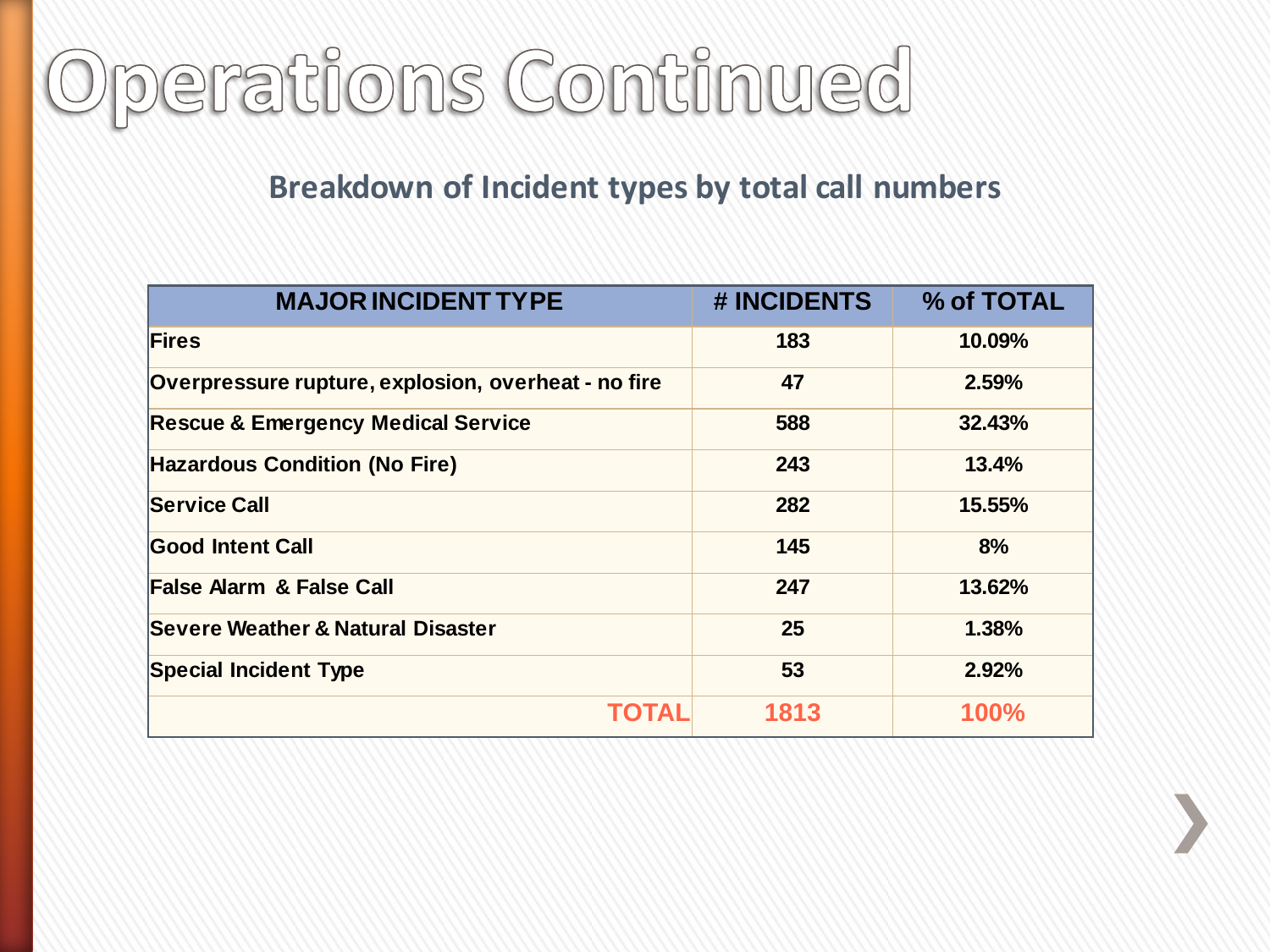# Operations Continued

## Breakdown of Incident types by total call numbers

| MAJOR INCIDENT TYPE | # INCIDENTS | % of TOTAL |
|---|---|---|
| Fires | 183 | 10.09% |
| Overpressure rupture, explosion, overheat - no fire | 47 | 2.59% |
| Rescue & Emergency Medical Service | 588 | 32.43% |
| Hazardous Condition (No Fire) | 243 | 13.4% |
| Service Call | 282 | 15.55% |
| Good Intent Call | 145 | 8% |
| False Alarm & False Call | 247 | 13.62% |
| Severe Weather & Natural Disaster | 25 | 1.38% |
| Special Incident Type | 53 | 2.92% |
| TOTAL | 1813 | 100% |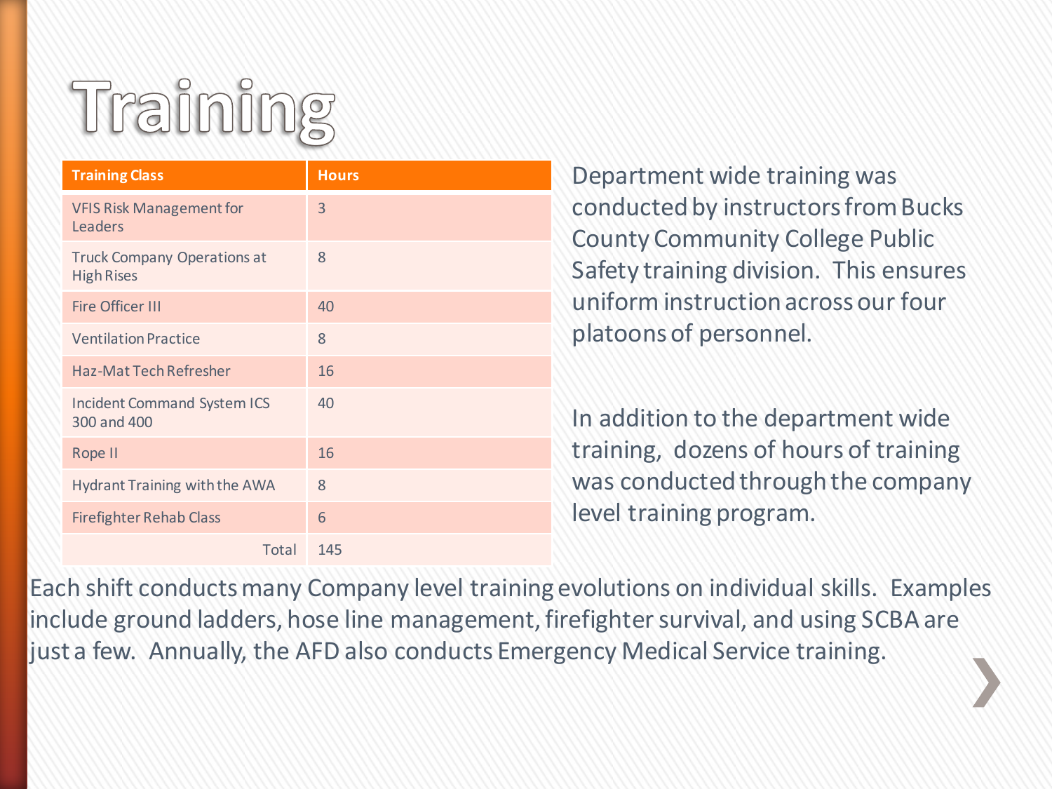# Training

| Training Class | Hours |
|---|---|
| VFIS Risk Management for Leaders | 3 |
| Truck Company Operations at High Rises | 8 |
| Fire Officer III | 40 |
| Ventilation Practice | 8 |
| Haz-Mat Tech Refresher | 16 |
| Incident Command System ICS 300 and 400 | 40 |
| Rope II | 16 |
| Hydrant Training with the AWA | 8 |
| Firefighter Rehab Class | 6 |
| Total | 145 |

Department wide training was conducted by instructors from Bucks County Community College Public Safety training division. This ensures uniform instruction across our four platoons of personnel.

In addition to the department wide training, dozens of hours of training was conducted through the company level training program.

Each shift conducts many Company level training evolutions on individual skills. Examples include ground ladders, hose line management, firefighter survival, and using SCBA are just a few. Annually, the AFD also conducts Emergency Medical Service training.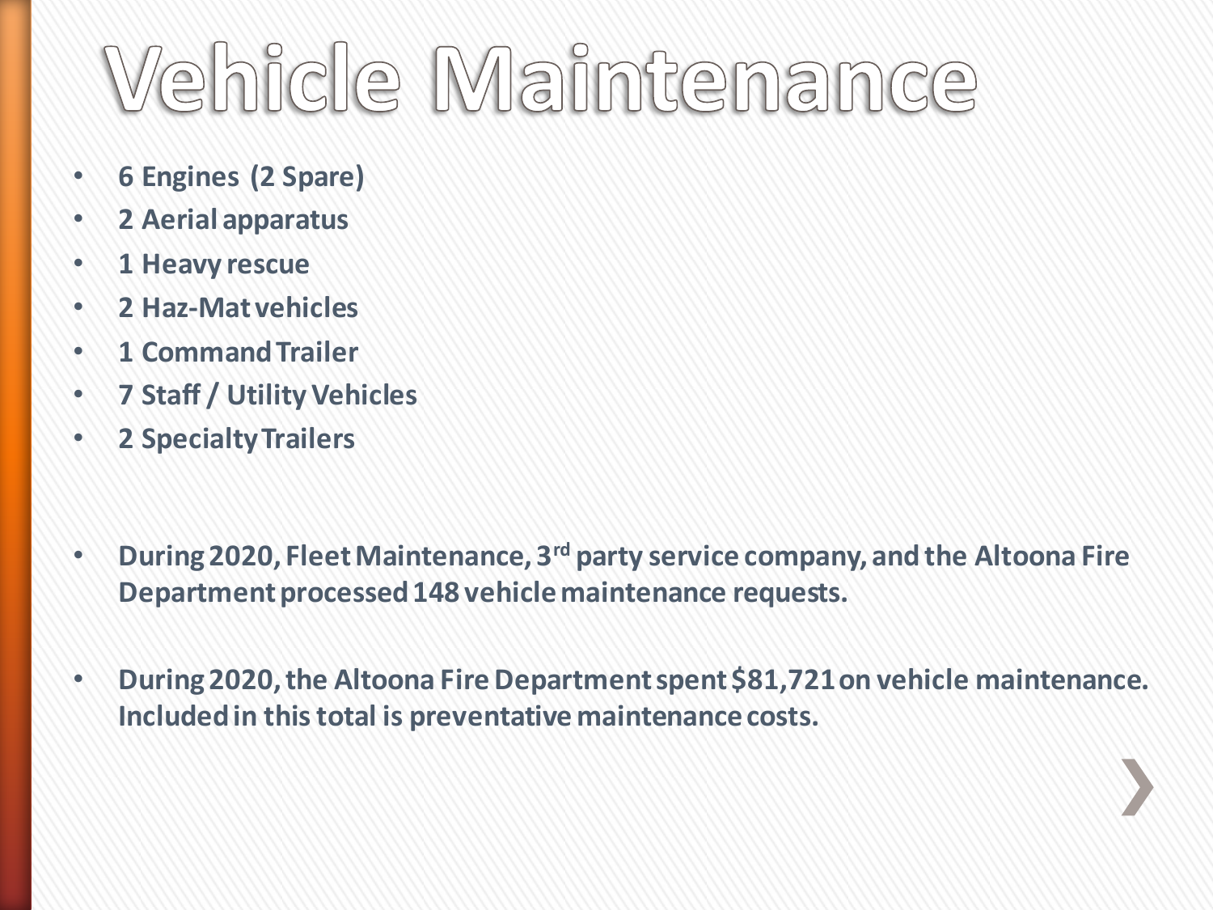# Vehicle Maintenance

- **6 Engines (2 Spare)**
- **2 Aerial apparatus**
- **1 Heavy rescue**
- **2 Haz-Mat vehicles**
- **1 Command Trailer**
- **7 Staff / Utility Vehicles**
- **2 Specialty Trailers**

- **During 2020, Fleet Maintenance, 3rd party service company, and the Altoona Fire Department processed 148 vehicle maintenance requests.**

- **During 2020, the Altoona Fire Department spent $81,721 on vehicle maintenance. Included in this total is preventative maintenance costs.**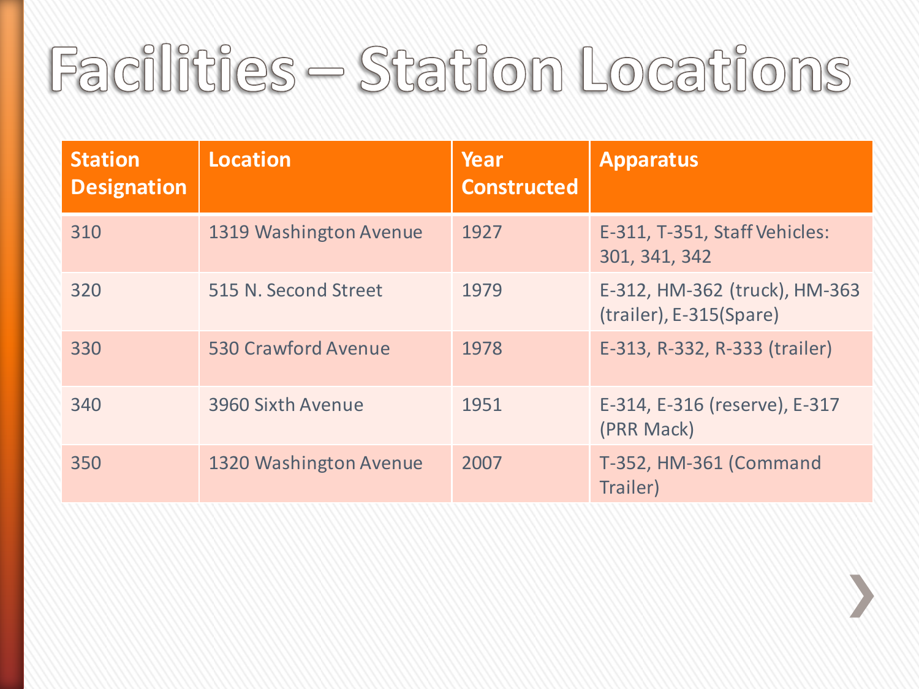# Facilities – Station Locations

| Station Designation | Location | Year Constructed | Apparatus |
|---|---|---|---|
| 310 | 1319 Washington Avenue | 1927 | E-311, T-351, Staff Vehicles: 301, 341, 342 |
| 320 | 515 N. Second Street | 1979 | E-312, HM-362 (truck), HM-363 (trailer), E-315(Spare) |
| 330 | 530 Crawford Avenue | 1978 | E-313, R-332, R-333 (trailer) |
| 340 | 3960 Sixth Avenue | 1951 | E-314, E-316 (reserve), E-317 (PRR Mack) |
| 350 | 1320 Washington Avenue | 2007 | T-352, HM-361 (Command Trailer) |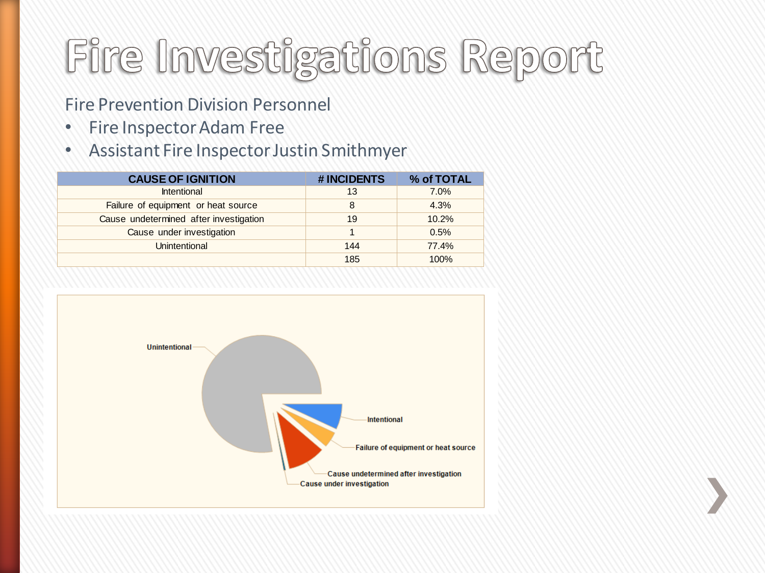# Fire Investigations Report

Fire Prevention Division Personnel

- Fire Inspector Adam Free
- Assistant Fire Inspector Justin Smithmyer

| CAUSE OF IGNITION | # INCIDENTS | % of TOTAL |
|---|---|---|
| Intentional | 13 | 7.0% |
| Failure of equipment or heat source | 8 | 4.3% |
| Cause undetermined after investigation | 19 | 10.2% |
| Cause under investigation | 1 | 0.5% |
| Unintentional | 144 | 77.4% |
| | 185 | 100% |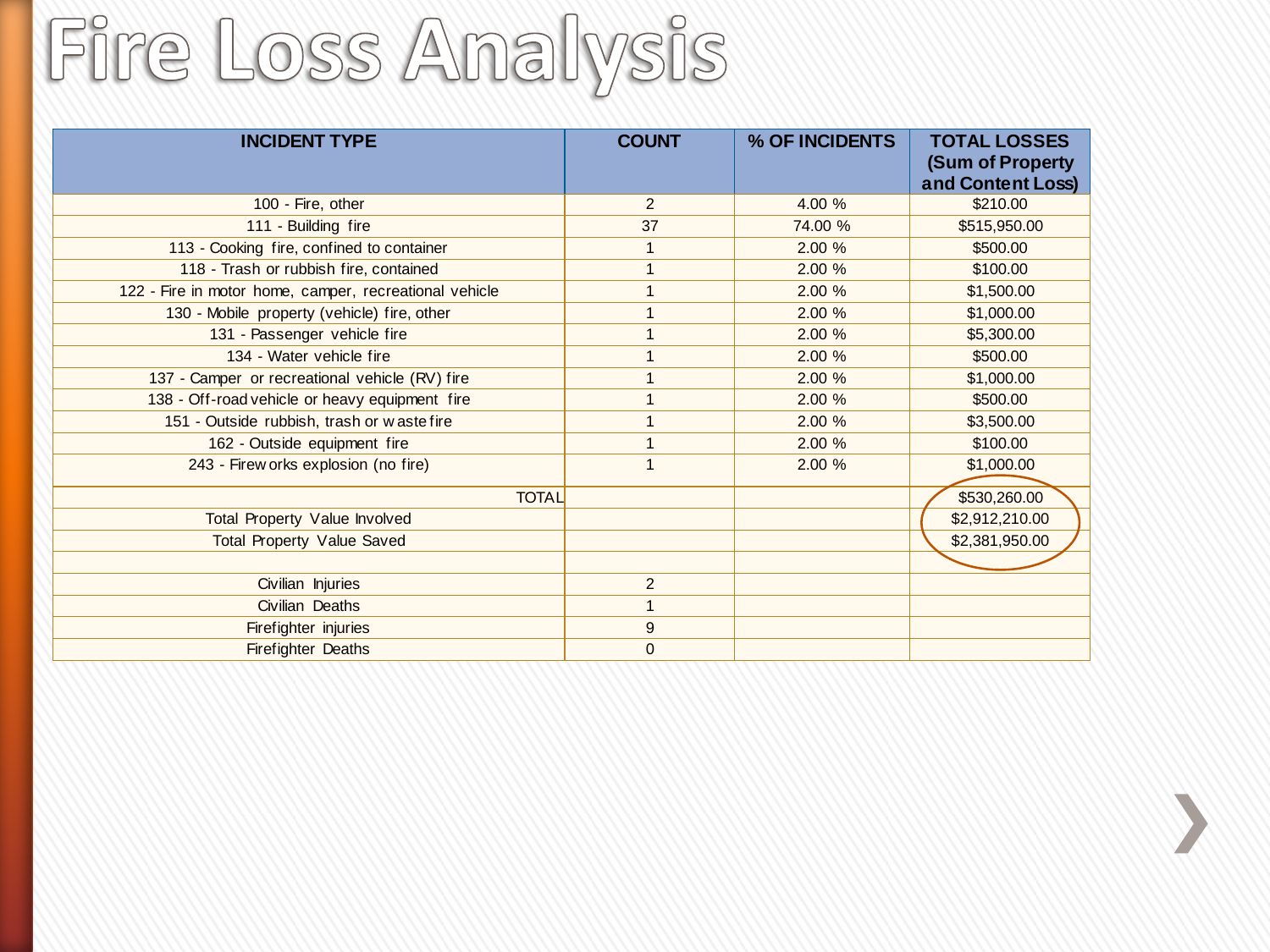# Fire Loss Analysis

| INCIDENT TYPE | COUNT | % OF INCIDENTS | TOTAL LOSSES (Sum of Property and Content Loss) |
|---|---|---|---|
| 100 - Fire, other | 2 | 4.00 % | $210.00 |
| 111 - Building fire | 37 | 74.00 % | $515,950.00 |
| 113 - Cooking fire, confined to container | 1 | 2.00 % | $500.00 |
| 118 - Trash or rubbish fire, contained | 1 | 2.00 % | $100.00 |
| 122 - Fire in motor home, camper, recreational vehicle | 1 | 2.00 % | $1,500.00 |
| 130 - Mobile property (vehicle) fire, other | 1 | 2.00 % | $1,000.00 |
| 131 - Passenger vehicle fire | 1 | 2.00 % | $5,300.00 |
| 134 - Water vehicle fire | 1 | 2.00 % | $500.00 |
| 137 - Camper or recreational vehicle (RV) fire | 1 | 2.00 % | $1,000.00 |
| 138 - Off-road vehicle or heavy equipment fire | 1 | 2.00 % | $500.00 |
| 151 - Outside rubbish, trash or waste fire | 1 | 2.00 % | $3,500.00 |
| 162 - Outside equipment fire | 1 | 2.00 % | $100.00 |
| 243 - Fireworks explosion (no fire) | 1 | 2.00 % | $1,000.00 |
| TOTAL | | | $530,260.00 |
| Total Property Value Involved | | | $2,912,210.00 |
| Total Property Value Saved | | | $2,381,950.00 |
| | | | |
| Civilian Injuries | 2 | | |
| Civilian Deaths | 1 | | |
| Firefighter injuries | 9 | | |
| Firefighter Deaths | 0 | | |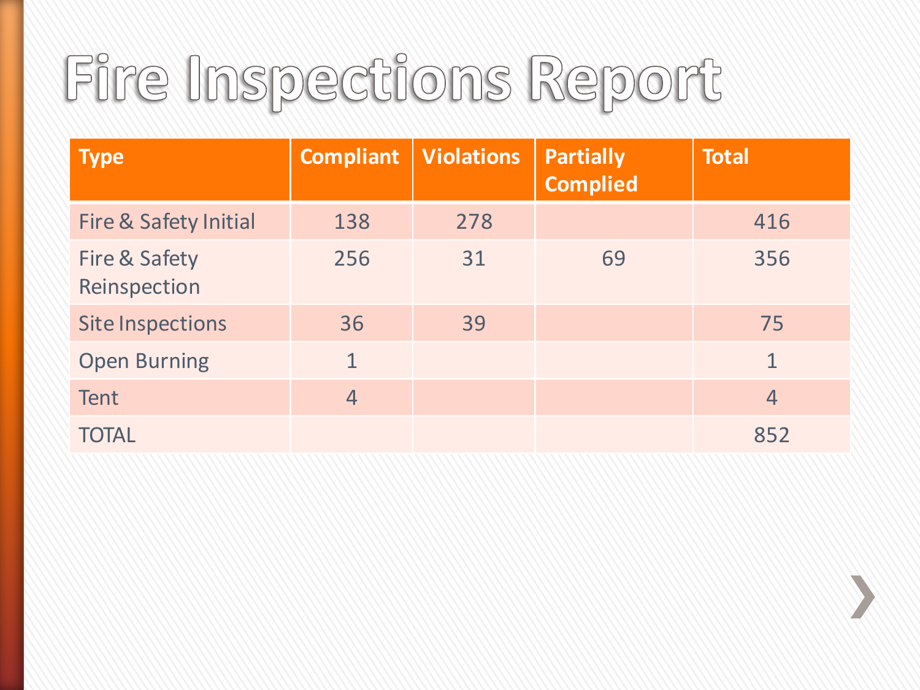# Fire Inspections Report

| Type | Compliant | Violations | Partially Complied | Total |
|---|---|---|---|---|
| Fire & Safety Initial | 138 | 278 | | 416 |
| Fire & Safety Reinspection | 256 | 31 | 69 | 356 |
| Site Inspections | 36 | 39 | | 75 |
| Open Burning | 1 | | | 1 |
| Tent | 4 | | | 4 |
| TOTAL | | | | 852 |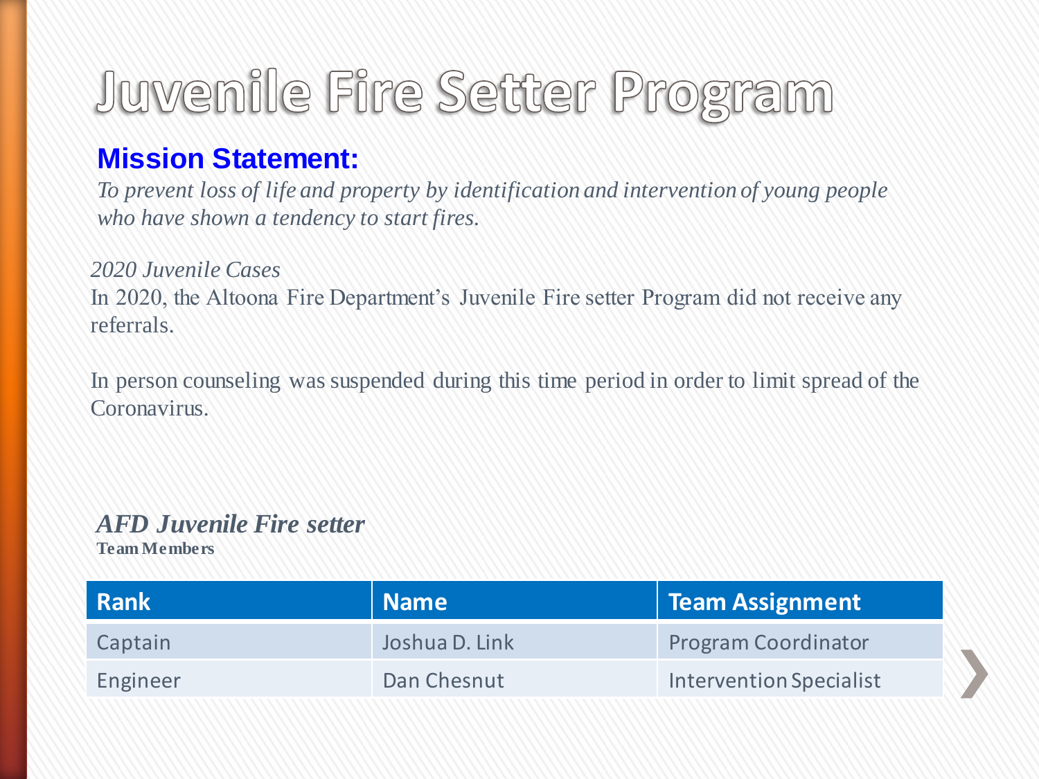# Juvenile Fire Setter Program

**Mission Statement:**

*To prevent loss of life and property by identification and intervention of young people who have shown a tendency to start fires.*

*2020 Juvenile Cases*

In 2020, the Altoona Fire Department's Juvenile Fire setter Program did not receive any referrals.

In person counseling was suspended during this time period in order to limit spread of the Coronavirus.

***AFD Juvenile Fire setter***

**Team Members**

| Rank | Name | Team Assignment |
|---|---|---|
| Captain | Joshua D. Link | Program Coordinator |
| Engineer | Dan Chesnut | Intervention Specialist |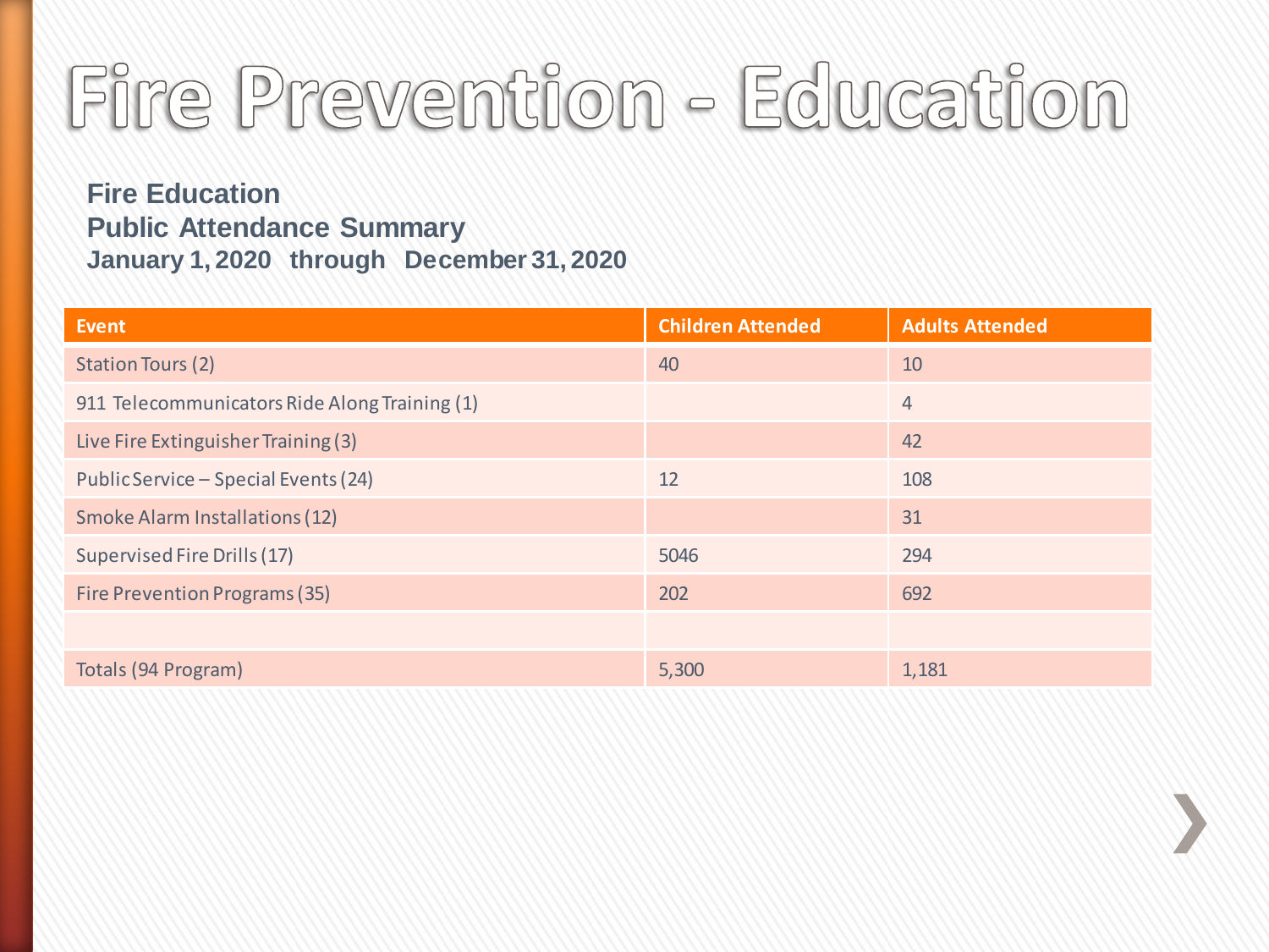# Fire Prevention - Education

**Fire Education**
**Public Attendance Summary**
**January 1, 2020 through December 31, 2020**

| Event | Children Attended | Adults Attended |
| --- | --- | --- |
| Station Tours (2) | 40 | 10 |
| 911 Telecommunicators Ride Along Training (1) | | 4 |
| Live Fire Extinguisher Training (3) | | 42 |
| Public Service – Special Events (24) | 12 | 108 |
| Smoke Alarm Installations (12) | | 31 |
| Supervised Fire Drills (17) | 5046 | 294 |
| Fire Prevention Programs (35) | 202 | 692 |
| | | |
| Totals (94 Program) | 5,300 | 1,181 |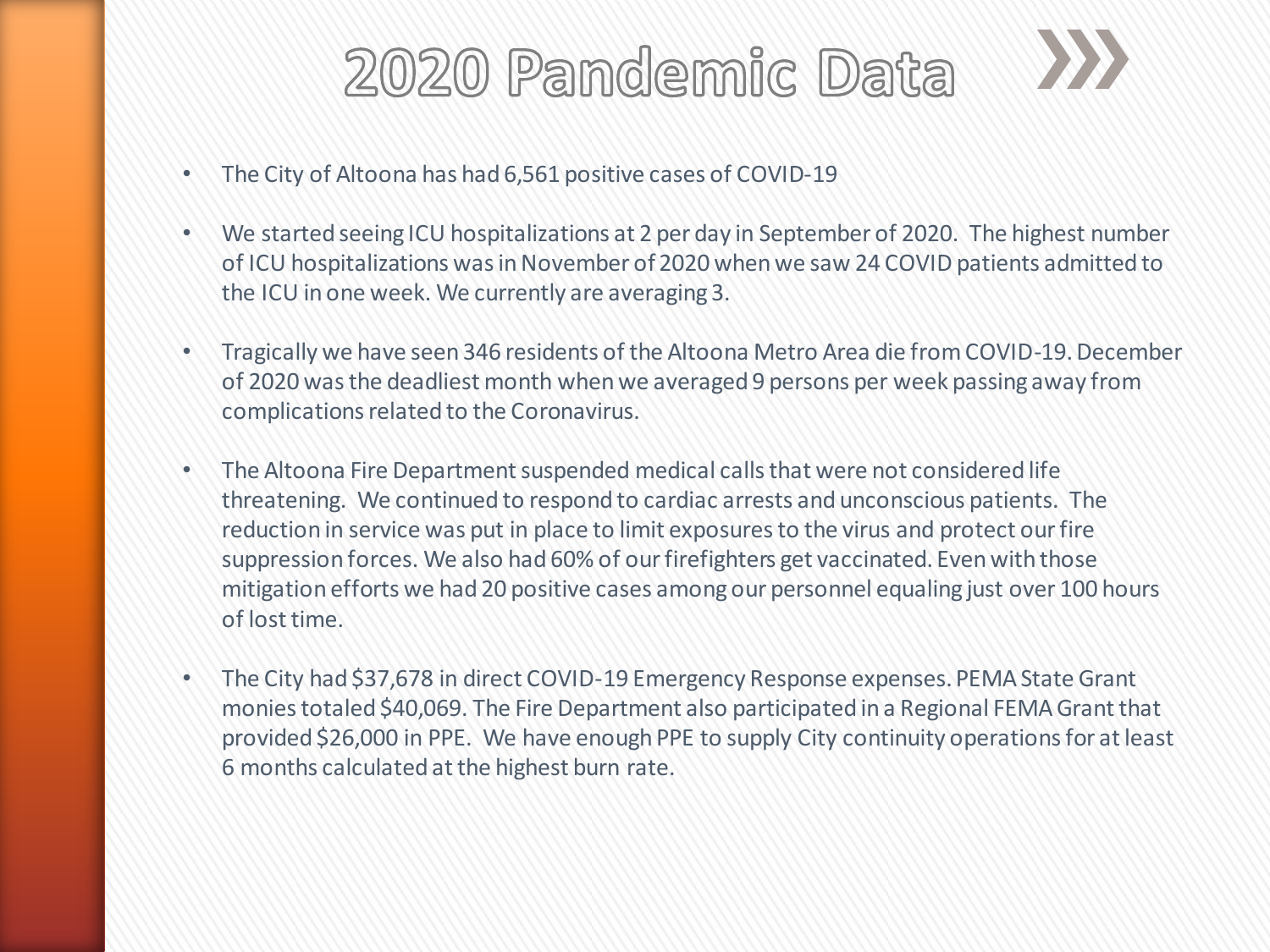# 2020 Pandemic Data

- The City of Altoona has had 6,561 positive cases of COVID-19
- We started seeing ICU hospitalizations at 2 per day in September of 2020. The highest number of ICU hospitalizations was in November of 2020 when we saw 24 COVID patients admitted to the ICU in one week. We currently are averaging 3.
- Tragically we have seen 346 residents of the Altoona Metro Area die from COVID-19. December of 2020 was the deadliest month when we averaged 9 persons per week passing away from complications related to the Coronavirus.
- The Altoona Fire Department suspended medical calls that were not considered life threatening. We continued to respond to cardiac arrests and unconscious patients. The reduction in service was put in place to limit exposures to the virus and protect our fire suppression forces. We also had 60% of our firefighters get vaccinated. Even with those mitigation efforts we had 20 positive cases among our personnel equaling just over 100 hours of lost time.
- The City had $37,678 in direct COVID-19 Emergency Response expenses. PEMA State Grant monies totaled $40,069. The Fire Department also participated in a Regional FEMA Grant that provided $26,000 in PPE. We have enough PPE to supply City continuity operations for at least 6 months calculated at the highest burn rate.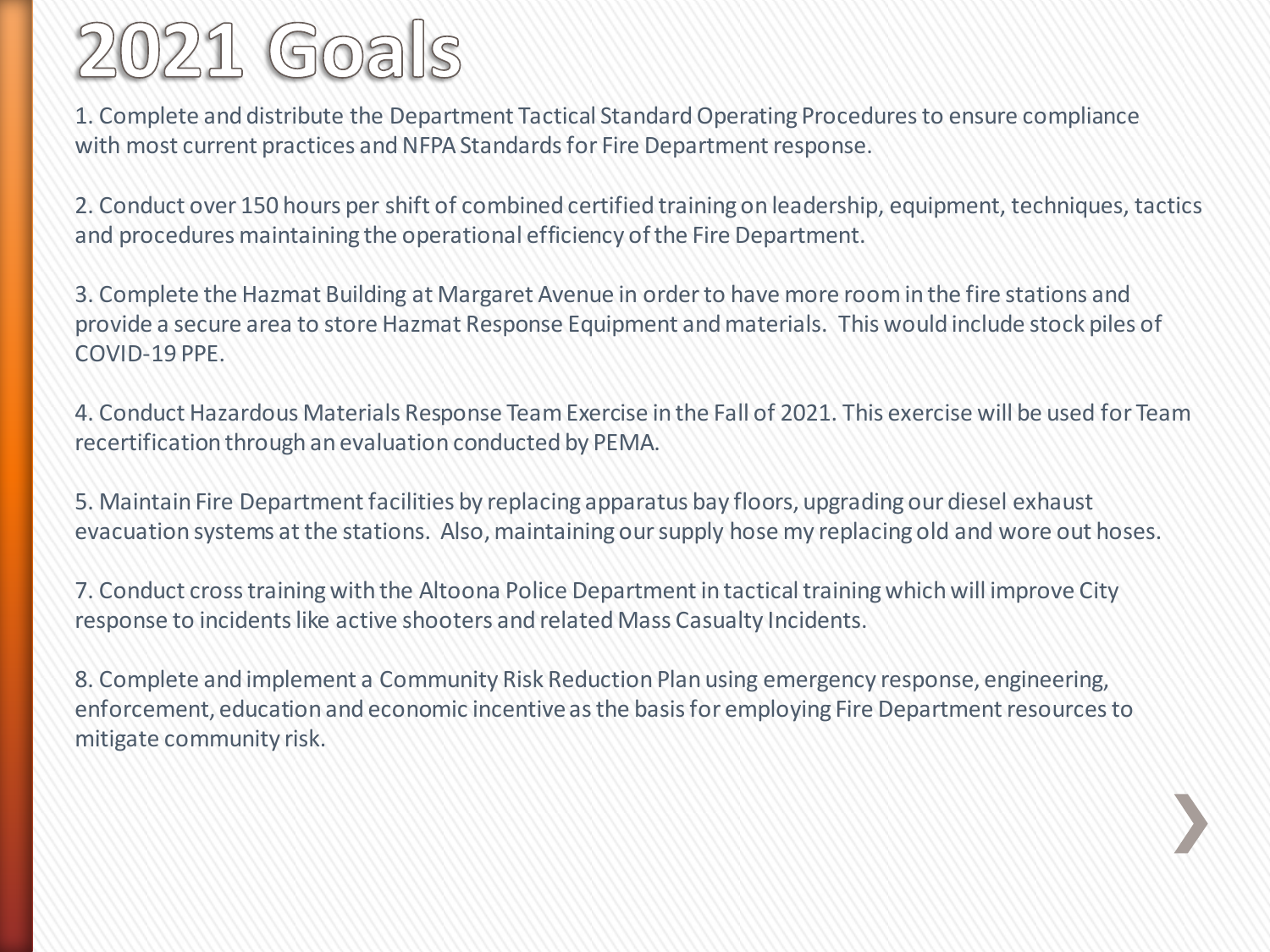# 2021 Goals

1. Complete and distribute the Department Tactical Standard Operating Procedures to ensure compliance with most current practices and NFPA Standards for Fire Department response.

2. Conduct over 150 hours per shift of combined certified training on leadership, equipment, techniques, tactics and procedures maintaining the operational efficiency of the Fire Department.

3. Complete the Hazmat Building at Margaret Avenue in order to have more room in the fire stations and provide a secure area to store Hazmat Response Equipment and materials. This would include stock piles of COVID-19 PPE.

4. Conduct Hazardous Materials Response Team Exercise in the Fall of 2021. This exercise will be used for Team recertification through an evaluation conducted by PEMA.

5. Maintain Fire Department facilities by replacing apparatus bay floors, upgrading our diesel exhaust evacuation systems at the stations. Also, maintaining our supply hose my replacing old and wore out hoses.

7. Conduct cross training with the Altoona Police Department in tactical training which will improve City response to incidents like active shooters and related Mass Casualty Incidents.

8. Complete and implement a Community Risk Reduction Plan using emergency response, engineering, enforcement, education and economic incentive as the basis for employing Fire Department resources to mitigate community risk.